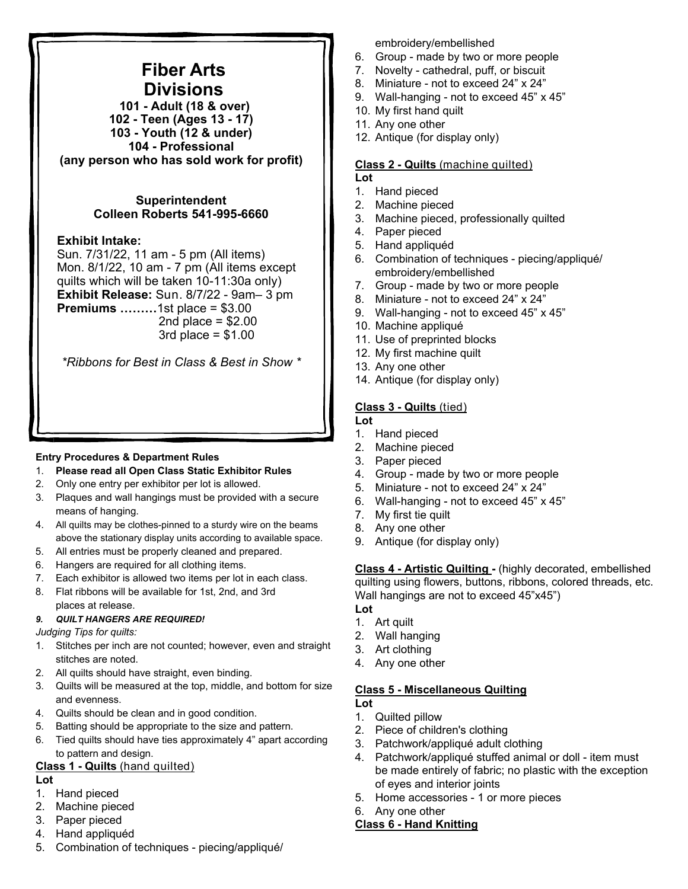# Fiber Arts Divisions

**101 - Adult (18 & over)**
**102 - Teen (Ages 13 - 17)**
**103 - Youth (12 & under)**
**104 - Professional**
**(any person who has sold work for profit)**

**Superintendent**
**Colleen Roberts 541-995-6660**

**Exhibit Intake:**
Sun. 7/31/22, 11 am - 5 pm (All items)
Mon. 8/1/22, 10 am - 7 pm (All items except quilts which will be taken 10-11:30a only)
**Exhibit Release:** Sun. 8/7/22 - 9am– 3 pm
**Premiums ………**1st place = $3.00
2nd place = $2.00
3rd place = $1.00

*\*Ribbons for Best in Class & Best in Show \**

**Entry Procedures & Department Rules**

1. **Please read all Open Class Static Exhibitor Rules**
2. Only one entry per exhibitor per lot is allowed.
3. Plaques and wall hangings must be provided with a secure means of hanging.
4. All quilts may be clothes-pinned to a sturdy wire on the beams above the stationary display units according to available space.
5. All entries must be properly cleaned and prepared.
6. Hangers are required for all clothing items.
7. Each exhibitor is allowed two items per lot in each class.
8. Flat ribbons will be available for 1st, 2nd, and 3rd places at release.
9. ***QUILT HANGERS ARE REQUIRED!***

*Judging Tips for quilts:*

1. Stitches per inch are not counted; however, even and straight stitches are noted.
2. All quilts should have straight, even binding.
3. Quilts will be measured at the top, middle, and bottom for size and evenness.
4. Quilts should be clean and in good condition.
5. Batting should be appropriate to the size and pattern.
6. Tied quilts should have ties approximately 4" apart according to pattern and design.

**Class 1 - Quilts** (hand quilted)

**Lot**

1. Hand pieced
2. Machine pieced
3. Paper pieced
4. Hand appliquéd
5. Combination of techniques - piecing/appliqué/embroidery/embellished
6. Group - made by two or more people
7. Novelty - cathedral, puff, or biscuit
8. Miniature - not to exceed 24" x 24"
9. Wall-hanging - not to exceed 45" x 45"
10. My first hand quilt
11. Any one other
12. Antique (for display only)

**Class 2 - Quilts** (machine quilted)

**Lot**

1. Hand pieced
2. Machine pieced
3. Machine pieced, professionally quilted
4. Paper pieced
5. Hand appliquéd
6. Combination of techniques - piecing/appliqué/embroidery/embellished
7. Group - made by two or more people
8. Miniature - not to exceed 24" x 24"
9. Wall-hanging - not to exceed 45" x 45"
10. Machine appliqué
11. Use of preprinted blocks
12. My first machine quilt
13. Any one other
14. Antique (for display only)

**Class 3 - Quilts** (tied)

**Lot**

1. Hand pieced
2. Machine pieced
3. Paper pieced
4. Group - made by two or more people
5. Miniature - not to exceed 24" x 24"
6. Wall-hanging - not to exceed 45" x 45"
7. My first tie quilt
8. Any one other
9. Antique (for display only)

**Class 4 - Artistic Quilting -** (highly decorated, embellished quilting using flowers, buttons, ribbons, colored threads, etc. Wall hangings are not to exceed 45"x45")

**Lot**

1. Art quilt
2. Wall hanging
3. Art clothing
4. Any one other

**Class 5 - Miscellaneous Quilting**

**Lot**

1. Quilted pillow
2. Piece of children's clothing
3. Patchwork/appliqué adult clothing
4. Patchwork/appliqué stuffed animal or doll - item must be made entirely of fabric; no plastic with the exception of eyes and interior joints
5. Home accessories - 1 or more pieces
6. Any one other

**Class 6 - Hand Knitting**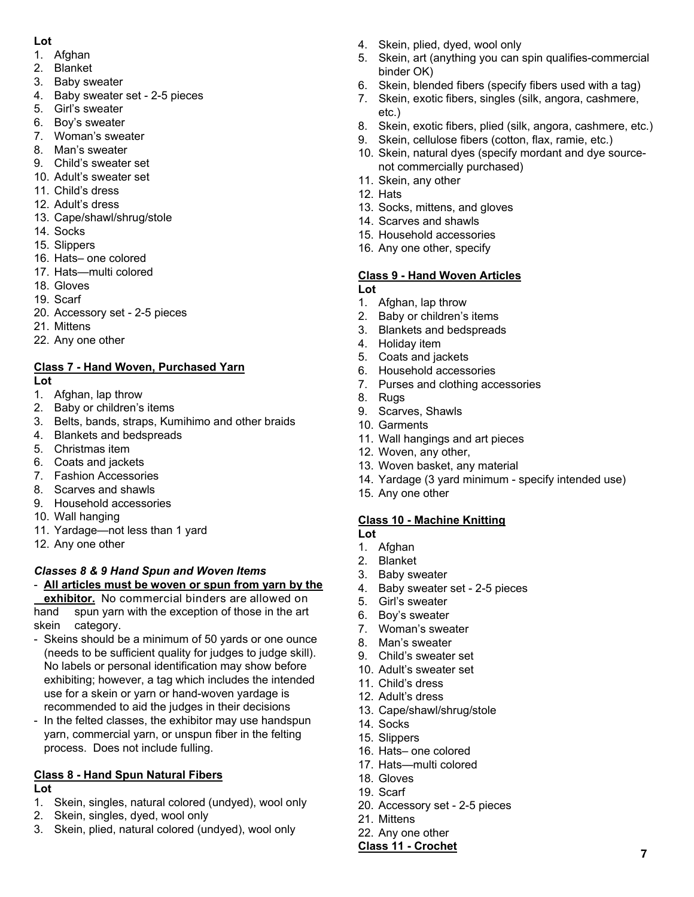**Lot**

1. Afghan
2. Blanket
3. Baby sweater
4. Baby sweater set - 2-5 pieces
5. Girl's sweater
6. Boy's sweater
7. Woman's sweater
8. Man's sweater
9. Child's sweater set
10. Adult's sweater set
11. Child's dress
12. Adult's dress
13. Cape/shawl/shrug/stole
14. Socks
15. Slippers
16. Hats– one colored
17. Hats—multi colored
18. Gloves
19. Scarf
20. Accessory set - 2-5 pieces
21. Mittens
22. Any one other

### Class 7 - Hand Woven, Purchased Yarn

**Lot**

1. Afghan, lap throw
2. Baby or children's items
3. Belts, bands, straps, Kumihimo and other braids
4. Blankets and bedspreads
5. Christmas item
6. Coats and jackets
7. Fashion Accessories
8. Scarves and shawls
9. Household accessories
10. Wall hanging
11. Yardage—not less than 1 yard
12. Any one other

### *Classes 8 & 9 Hand Spun and Woven Items*

- **All articles must be woven or spun from yarn by the exhibitor.** No commercial binders are allowed on hand spun yarn with the exception of those in the art skein category.
- Skeins should be a minimum of 50 yards or one ounce (needs to be sufficient quality for judges to judge skill). No labels or personal identification may show before exhibiting; however, a tag which includes the intended use for a skein or yarn or hand-woven yardage is recommended to aid the judges in their decisions
- In the felted classes, the exhibitor may use handspun yarn, commercial yarn, or unspun fiber in the felting process. Does not include fulling.

### Class 8 - Hand Spun Natural Fibers

**Lot**

1. Skein, singles, natural colored (undyed), wool only
2. Skein, singles, dyed, wool only
3. Skein, plied, natural colored (undyed), wool only
4. Skein, plied, dyed, wool only
5. Skein, art (anything you can spin qualifies-commercial binder OK)
6. Skein, blended fibers (specify fibers used with a tag)
7. Skein, exotic fibers, singles (silk, angora, cashmere, etc.)
8. Skein, exotic fibers, plied (silk, angora, cashmere, etc.)
9. Skein, cellulose fibers (cotton, flax, ramie, etc.)
10. Skein, natural dyes (specify mordant and dye source-not commercially purchased)
11. Skein, any other
12. Hats
13. Socks, mittens, and gloves
14. Scarves and shawls
15. Household accessories
16. Any one other, specify

### Class 9 - Hand Woven Articles

**Lot**

1. Afghan, lap throw
2. Baby or children's items
3. Blankets and bedspreads
4. Holiday item
5. Coats and jackets
6. Household accessories
7. Purses and clothing accessories
8. Rugs
9. Scarves, Shawls
10. Garments
11. Wall hangings and art pieces
12. Woven, any other,
13. Woven basket, any material
14. Yardage (3 yard minimum - specify intended use)
15. Any one other

### Class 10 - Machine Knitting

**Lot**

1. Afghan
2. Blanket
3. Baby sweater
4. Baby sweater set - 2-5 pieces
5. Girl's sweater
6. Boy's sweater
7. Woman's sweater
8. Man's sweater
9. Child's sweater set
10. Adult's sweater set
11. Child's dress
12. Adult's dress
13. Cape/shawl/shrug/stole
14. Socks
15. Slippers
16. Hats– one colored
17. Hats—multi colored
18. Gloves
19. Scarf
20. Accessory set - 2-5 pieces
21. Mittens
22. Any one other

### Class 11 - Crochet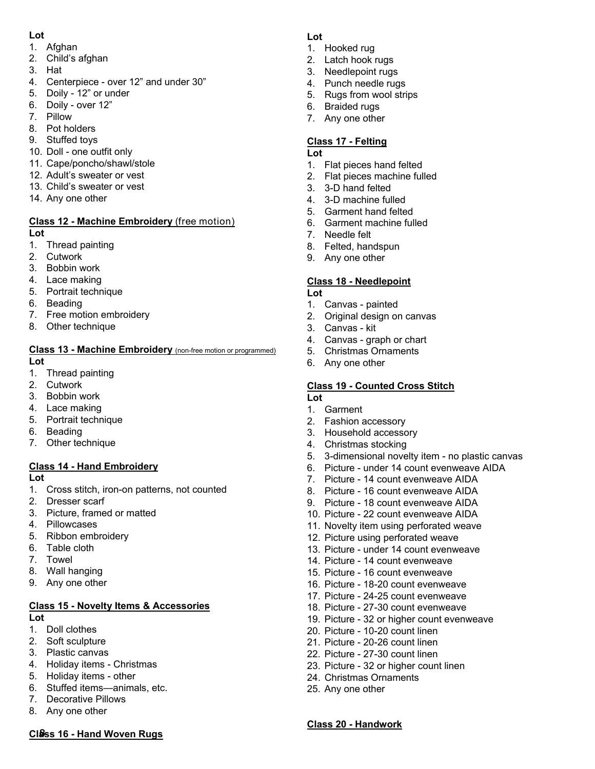**Lot**

1. Afghan
2. Child's afghan
3. Hat
4. Centerpiece - over 12" and under 30"
5. Doily - 12" or under
6. Doily - over 12"
7. Pillow
8. Pot holders
9. Stuffed toys
10. Doll - one outfit only
11. Cape/poncho/shawl/stole
12. Adult's sweater or vest
13. Child's sweater or vest
14. Any one other

**Class 12 - Machine Embroidery (free motion)**

**Lot**

1. Thread painting
2. Cutwork
3. Bobbin work
4. Lace making
5. Portrait technique
6. Beading
7. Free motion embroidery
8. Other technique

**Class 13 - Machine Embroidery (non-free motion or programmed)**

**Lot**

1. Thread painting
2. Cutwork
3. Bobbin work
4. Lace making
5. Portrait technique
6. Beading
7. Other technique

**Class 14 - Hand Embroidery**

**Lot**

1. Cross stitch, iron-on patterns, not counted
2. Dresser scarf
3. Picture, framed or matted
4. Pillowcases
5. Ribbon embroidery
6. Table cloth
7. Towel
8. Wall hanging
9. Any one other

**Class 15 - Novelty Items & Accessories**

**Lot**

1. Doll clothes
2. Soft sculpture
3. Plastic canvas
4. Holiday items - Christmas
5. Holiday items - other
6. Stuffed items—animals, etc.
7. Decorative Pillows
8. Any one other

**Class 16 - Hand Woven Rugs**

**Lot**

1. Hooked rug
2. Latch hook rugs
3. Needlepoint rugs
4. Punch needle rugs
5. Rugs from wool strips
6. Braided rugs
7. Any one other

**Class 17 - Felting**

**Lot**

1. Flat pieces hand felted
2. Flat pieces machine fulled
3. 3-D hand felted
4. 3-D machine fulled
5. Garment hand felted
6. Garment machine fulled
7. Needle felt
8. Felted, handspun
9. Any one other

**Class 18 - Needlepoint**

**Lot**

1. Canvas - painted
2. Original design on canvas
3. Canvas - kit
4. Canvas - graph or chart
5. Christmas Ornaments
6. Any one other

**Class 19 - Counted Cross Stitch**

**Lot**

1. Garment
2. Fashion accessory
3. Household accessory
4. Christmas stocking
5. 3-dimensional novelty item - no plastic canvas
6. Picture - under 14 count evenweave AIDA
7. Picture - 14 count evenweave AIDA
8. Picture - 16 count evenweave AIDA
9. Picture - 18 count evenweave AIDA
10. Picture - 22 count evenweave AIDA
11. Novelty item using perforated weave
12. Picture using perforated weave
13. Picture - under 14 count evenweave
14. Picture - 14 count evenweave
15. Picture - 16 count evenweave
16. Picture - 18-20 count evenweave
17. Picture - 24-25 count evenweave
18. Picture - 27-30 count evenweave
19. Picture - 32 or higher count evenweave
20. Picture - 10-20 count linen
21. Picture - 20-26 count linen
22. Picture - 27-30 count linen
23. Picture - 32 or higher count linen
24. Christmas Ornaments
25. Any one other

**Class 20 - Handwork**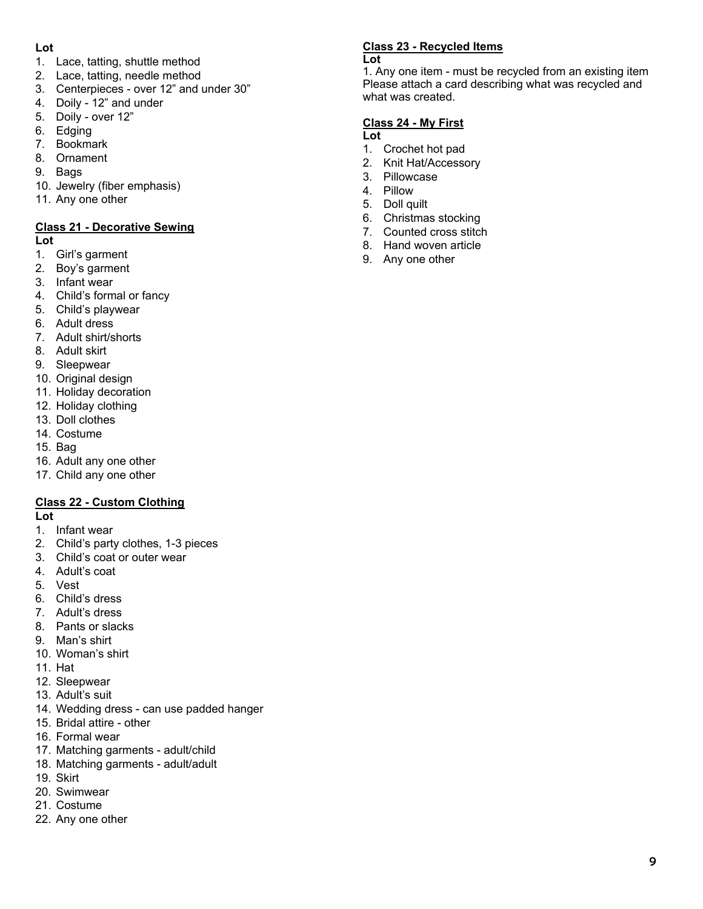**Lot**

1. Lace, tatting, shuttle method
2. Lace, tatting, needle method
3. Centerpieces - over 12" and under 30"
4. Doily - 12" and under
5. Doily - over 12"
6. Edging
7. Bookmark
8. Ornament
9. Bags
10. Jewelry (fiber emphasis)
11. Any one other

### Class 21 - Decorative Sewing

**Lot**

1. Girl's garment
2. Boy's garment
3. Infant wear
4. Child's formal or fancy
5. Child's playwear
6. Adult dress
7. Adult shirt/shorts
8. Adult skirt
9. Sleepwear
10. Original design
11. Holiday decoration
12. Holiday clothing
13. Doll clothes
14. Costume
15. Bag
16. Adult any one other
17. Child any one other

### Class 22 - Custom Clothing

**Lot**

1. Infant wear
2. Child's party clothes, 1-3 pieces
3. Child's coat or outer wear
4. Adult's coat
5. Vest
6. Child's dress
7. Adult's dress
8. Pants or slacks
9. Man's shirt
10. Woman's shirt
11. Hat
12. Sleepwear
13. Adult's suit
14. Wedding dress - can use padded hanger
15. Bridal attire - other
16. Formal wear
17. Matching garments - adult/child
18. Matching garments - adult/adult
19. Skirt
20. Swimwear
21. Costume
22. Any one other

### Class 23 - Recycled Items

**Lot**

1. Any one item - must be recycled from an existing item
Please attach a card describing what was recycled and what was created.

### Class 24 - My First

**Lot**

1. Crochet hot pad
2. Knit Hat/Accessory
3. Pillowcase
4. Pillow
5. Doll quilt
6. Christmas stocking
7. Counted cross stitch
8. Hand woven article
9. Any one other